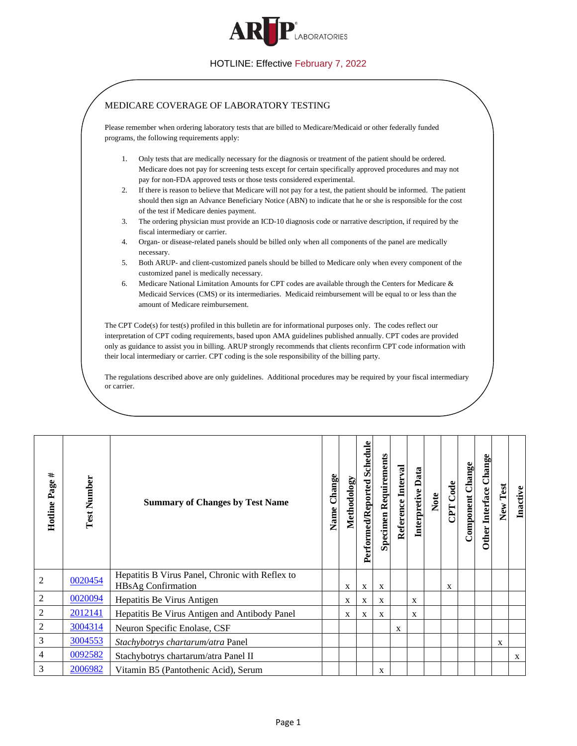ARUP LABORATORIES

HOTLINE: Effective February 7, 2022

## MEDICARE COVERAGE OF LABORATORY TESTING

Please remember when ordering laboratory tests that are billed to Medicare/Medicaid or other federally funded programs, the following requirements apply:

1. Only tests that are medically necessary for the diagnosis or treatment of the patient should be ordered. Medicare does not pay for screening tests except for certain specifically approved procedures and may not pay for non-FDA approved tests or those tests considered experimental.
2. If there is reason to believe that Medicare will not pay for a test, the patient should be informed. The patient should then sign an Advance Beneficiary Notice (ABN) to indicate that he or she is responsible for the cost of the test if Medicare denies payment.
3. The ordering physician must provide an ICD-10 diagnosis code or narrative description, if required by the fiscal intermediary or carrier.
4. Organ- or disease-related panels should be billed only when all components of the panel are medically necessary.
5. Both ARUP- and client-customized panels should be billed to Medicare only when every component of the customized panel is medically necessary.
6. Medicare National Limitation Amounts for CPT codes are available through the Centers for Medicare & Medicaid Services (CMS) or its intermediaries. Medicaid reimbursement will be equal to or less than the amount of Medicare reimbursement.

The CPT Code(s) for test(s) profiled in this bulletin are for informational purposes only. The codes reflect our interpretation of CPT coding requirements, based upon AMA guidelines published annually. CPT codes are provided only as guidance to assist you in billing. ARUP strongly recommends that clients reconfirm CPT code information with their local intermediary or carrier. CPT coding is the sole responsibility of the billing party.

The regulations described above are only guidelines. Additional procedures may be required by your fiscal intermediary or carrier.

| Hotline Page # | Test Number | Summary of Changes by Test Name | Name Change | Methodology | Performed/Reported Schedule | Specimen Requirements | Reference Interval | Interpretive Data | Note | CPT Code | Component Change | Other Interface Change | New Test | Inactive |
|---|---|---|---|---|---|---|---|---|---|---|---|---|---|---|
| 2 | 0020454 | Hepatitis B Virus Panel, Chronic with Reflex to HBsAg Confirmation | | x | x | x | | | | x | | | | |
| 2 | 0020094 | Hepatitis Be Virus Antigen | | x | x | x | | x | | | | | | |
| 2 | 2012141 | Hepatitis Be Virus Antigen and Antibody Panel | | x | x | x | | x | | | | | | |
| 2 | 3004314 | Neuron Specific Enolase, CSF | | | | | x | | | | | | | |
| 3 | 3004553 | *Stachybotrys chartarum/atra* Panel | | | | | | | | | | | x | |
| 4 | 0092582 | Stachybotrys chartarum/atra Panel II | | | | | | | | | | | | x |
| 3 | 2006982 | Vitamin B5 (Pantothenic Acid), Serum | | | | x | | | | | | | | |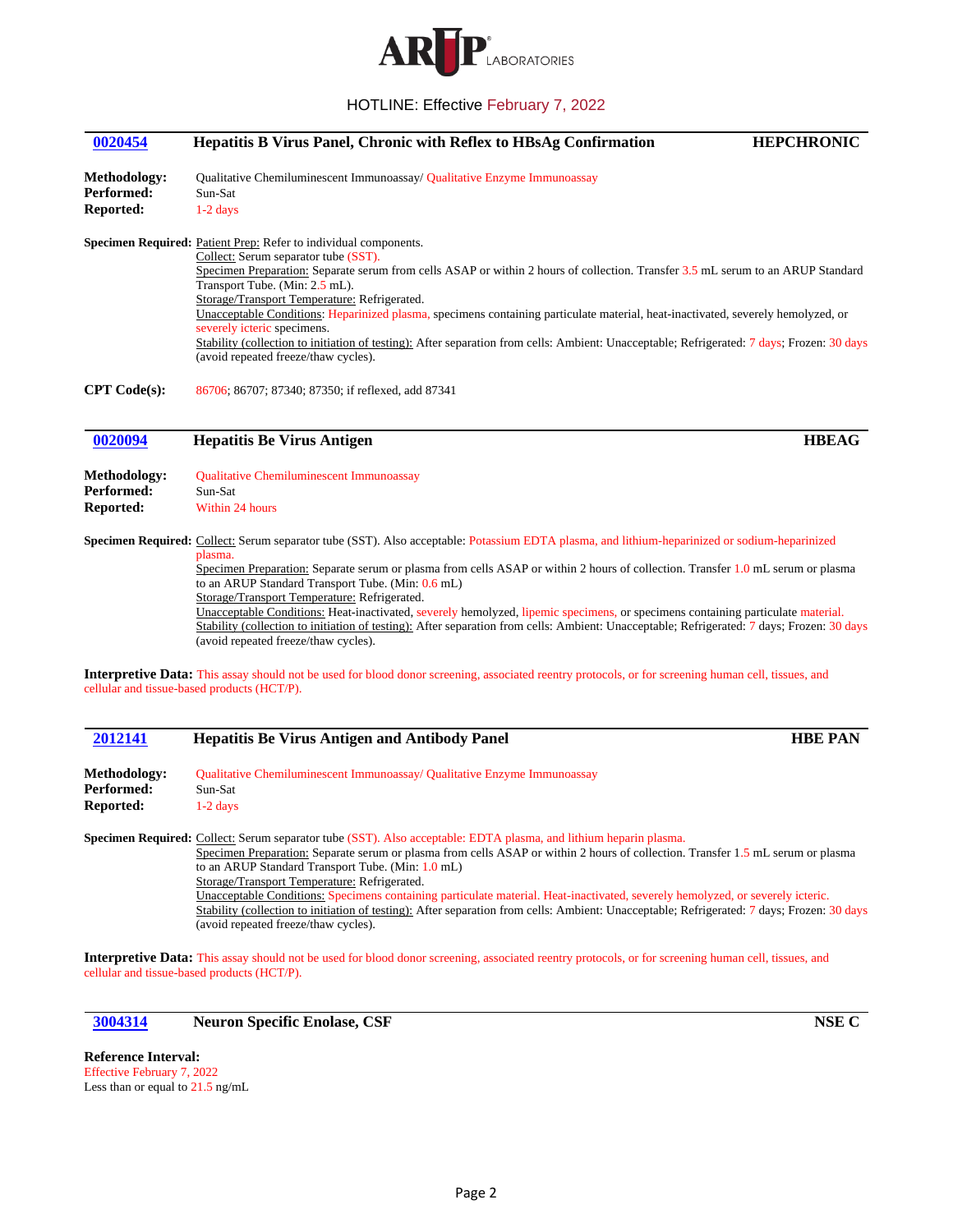HOTLINE: Effective February 7, 2022

## 0020454 Hepatitis B Virus Panel, Chronic with Reflex to HBsAg Confirmation — HEPCHRONIC

**Methodology:** Qualitative Chemiluminescent Immunoassay/ Qualitative Enzyme Immunoassay
**Performed:** Sun-Sat
**Reported:** 1-2 days

**Specimen Required:** Patient Prep: Refer to individual components.
Collect: Serum separator tube (SST).
Specimen Preparation: Separate serum from cells ASAP or within 2 hours of collection. Transfer 3.5 mL serum to an ARUP Standard Transport Tube. (Min: 2.5 mL).
Storage/Transport Temperature: Refrigerated.
Unacceptable Conditions: Heparinized plasma, specimens containing particulate material, heat-inactivated, severely hemolyzed, or severely icteric specimens.
Stability (collection to initiation of testing): After separation from cells: Ambient: Unacceptable; Refrigerated: 7 days; Frozen: 30 days (avoid repeated freeze/thaw cycles).

**CPT Code(s):** 86706; 86707; 87340; 87350; if reflexed, add 87341

## 0020094 Hepatitis Be Virus Antigen — HBEAG

**Methodology:** Qualitative Chemiluminescent Immunoassay
**Performed:** Sun-Sat
**Reported:** Within 24 hours

**Specimen Required:** Collect: Serum separator tube (SST). Also acceptable: Potassium EDTA plasma, and lithium-heparinized or sodium-heparinized plasma.
Specimen Preparation: Separate serum or plasma from cells ASAP or within 2 hours of collection. Transfer 1.0 mL serum or plasma to an ARUP Standard Transport Tube. (Min: 0.6 mL)
Storage/Transport Temperature: Refrigerated.
Unacceptable Conditions: Heat-inactivated, severely hemolyzed, lipemic specimens, or specimens containing particulate material.
Stability (collection to initiation of testing): After separation from cells: Ambient: Unacceptable; Refrigerated: 7 days; Frozen: 30 days (avoid repeated freeze/thaw cycles).

**Interpretive Data:** This assay should not be used for blood donor screening, associated reentry protocols, or for screening human cell, tissues, and cellular and tissue-based products (HCT/P).

## 2012141 Hepatitis Be Virus Antigen and Antibody Panel — HBE PAN

**Methodology:** Qualitative Chemiluminescent Immunoassay/ Qualitative Enzyme Immunoassay
**Performed:** Sun-Sat
**Reported:** 1-2 days

**Specimen Required:** Collect: Serum separator tube (SST). Also acceptable: EDTA plasma, and lithium heparin plasma.
Specimen Preparation: Separate serum or plasma from cells ASAP or within 2 hours of collection. Transfer 1.5 mL serum or plasma to an ARUP Standard Transport Tube. (Min: 1.0 mL)
Storage/Transport Temperature: Refrigerated.
Unacceptable Conditions: Specimens containing particulate material. Heat-inactivated, severely hemolyzed, or severely icteric.
Stability (collection to initiation of testing): After separation from cells: Ambient: Unacceptable; Refrigerated: 7 days; Frozen: 30 days (avoid repeated freeze/thaw cycles).

**Interpretive Data:** This assay should not be used for blood donor screening, associated reentry protocols, or for screening human cell, tissues, and cellular and tissue-based products (HCT/P).

## 3004314 Neuron Specific Enolase, CSF — NSE C

**Reference Interval:**
Effective February 7, 2022
Less than or equal to 21.5 ng/mL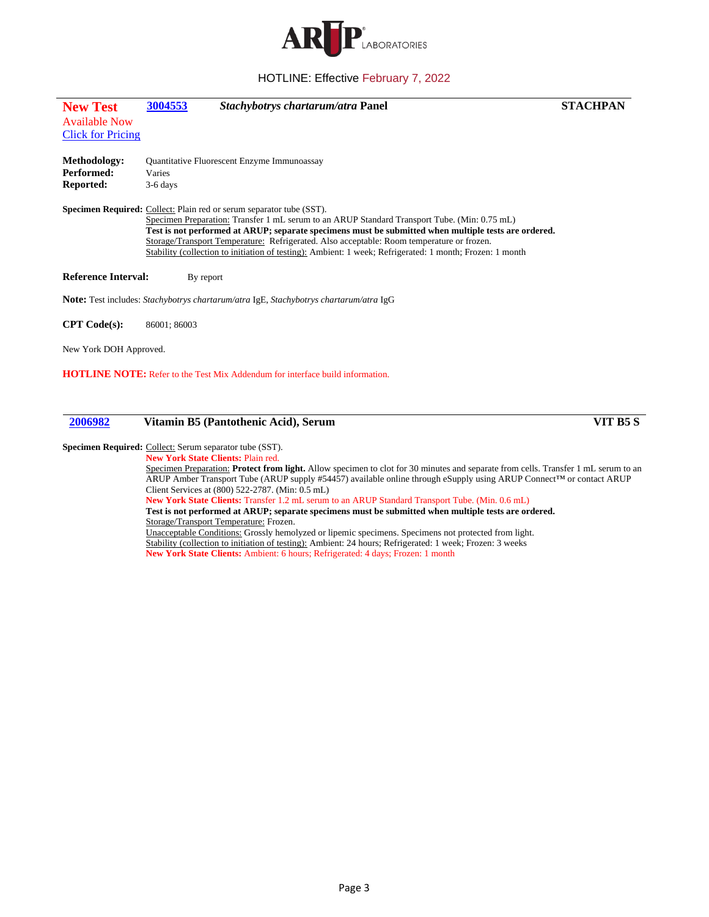HOTLINE: Effective February 7, 2022

## New Test Available Now [Click for Pricing] 3004553 *Stachybotrys chartarum/atra* Panel — STACHPAN

**Methodology:** Quantitative Fluorescent Enzyme Immunoassay
**Performed:** Varies
**Reported:** 3-6 days

**Specimen Required:** Collect: Plain red or serum separator tube (SST).
Specimen Preparation: Transfer 1 mL serum to an ARUP Standard Transport Tube. (Min: 0.75 mL)
**Test is not performed at ARUP; separate specimens must be submitted when multiple tests are ordered.**
Storage/Transport Temperature: Refrigerated. Also acceptable: Room temperature or frozen.
Stability (collection to initiation of testing): Ambient: 1 week; Refrigerated: 1 month; Frozen: 1 month

**Reference Interval:** By report

**Note:** Test includes: *Stachybotrys chartarum/atra* IgE, *Stachybotrys chartarum/atra* IgG

**CPT Code(s):** 86001; 86003

New York DOH Approved.

**HOTLINE NOTE:** Refer to the Test Mix Addendum for interface build information.

## 2006982 Vitamin B5 (Pantothenic Acid), Serum — VIT B5 S

**Specimen Required:** Collect: Serum separator tube (SST).
**New York State Clients:** Plain red.
Specimen Preparation: **Protect from light.** Allow specimen to clot for 30 minutes and separate from cells. Transfer 1 mL serum to an ARUP Amber Transport Tube (ARUP supply #54457) available online through eSupply using ARUP Connect™ or contact ARUP Client Services at (800) 522-2787. (Min: 0.5 mL)
**New York State Clients:** Transfer 1.2 mL serum to an ARUP Standard Transport Tube. (Min. 0.6 mL)
**Test is not performed at ARUP; separate specimens must be submitted when multiple tests are ordered.**
Storage/Transport Temperature: Frozen.
Unacceptable Conditions: Grossly hemolyzed or lipemic specimens. Specimens not protected from light.
Stability (collection to initiation of testing): Ambient: 24 hours; Refrigerated: 1 week; Frozen: 3 weeks
**New York State Clients:** Ambient: 6 hours; Refrigerated: 4 days; Frozen: 1 month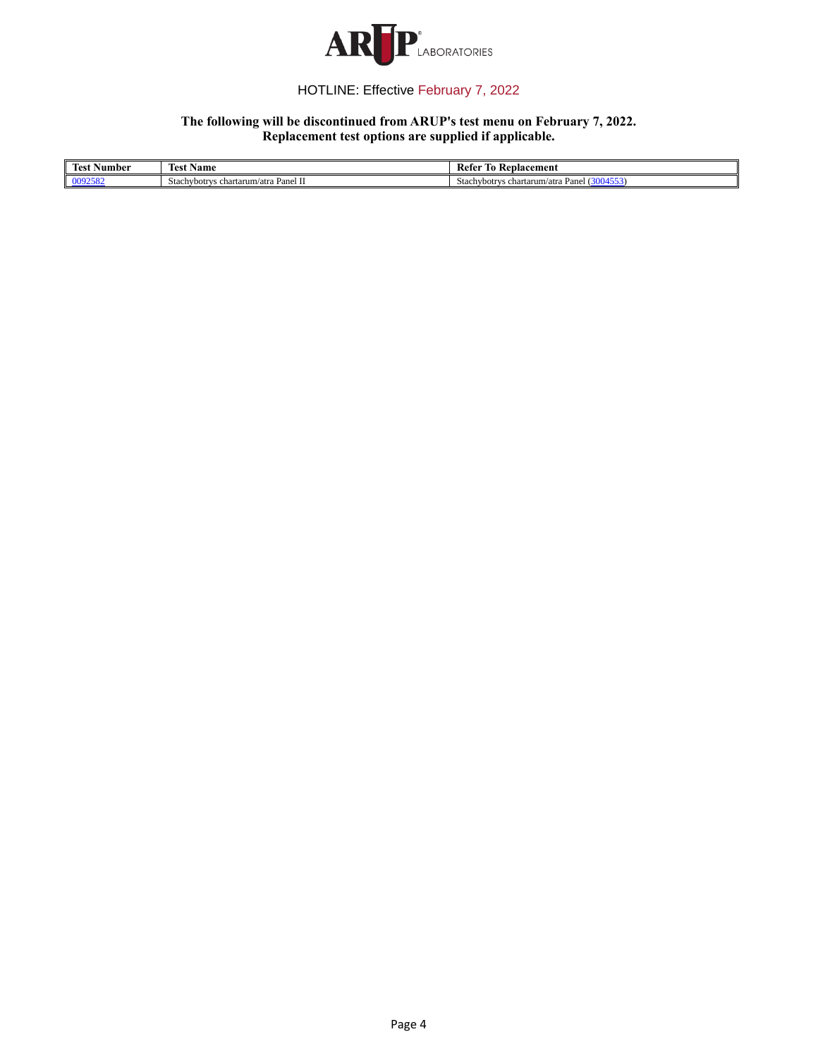HOTLINE: Effective February 7, 2022

**The following will be discontinued from ARUP's test menu on February 7, 2022.**
**Replacement test options are supplied if applicable.**

| Test Number | Test Name | Refer To Replacement |
|---|---|---|
| 0092582 | Stachybotrys chartarum/atra Panel II | Stachybotrys chartarum/atra Panel (3004553) |